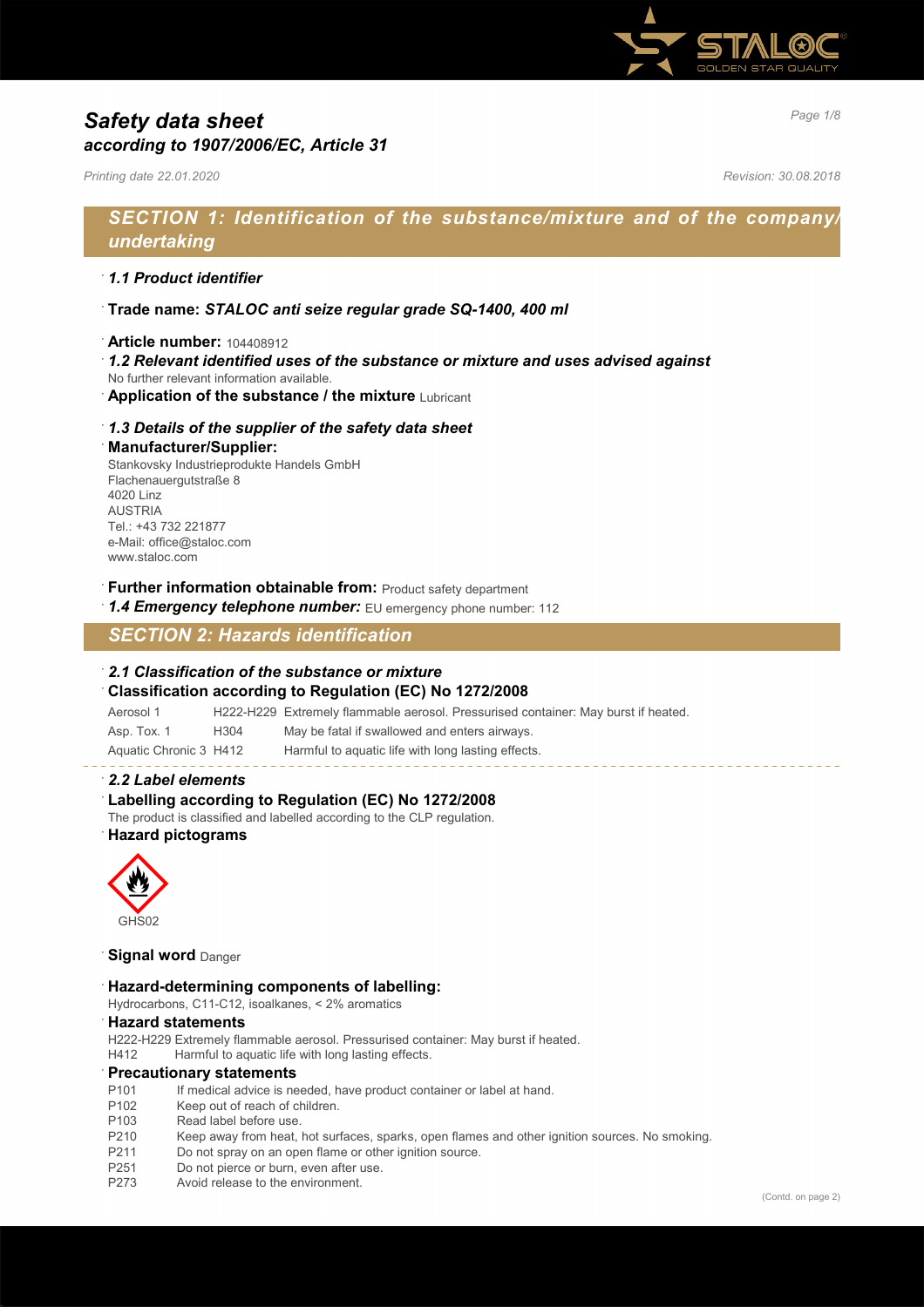# Safety data sheet
*according to 1907/2006/EC, Article 31*

*Printing date 22.01.2020* *Revision: 30.08.2018*

## SECTION 1: Identification of the substance/mixture and of the company/undertaking

· ***1.1 Product identifier***

· **Trade name:** ***STALOC anti seize regular grade SQ-1400, 400 ml***

· **Article number:** 104408912

· ***1.2 Relevant identified uses of the substance or mixture and uses advised against***
No further relevant information available.

· **Application of the substance / the mixture** Lubricant

· ***1.3 Details of the supplier of the safety data sheet***

· **Manufacturer/Supplier:**
Stankovsky Industrieprodukte Handels GmbH
Flachenauergutstraße 8
4020 Linz
AUSTRIA
Tel.: +43 732 221877
e-Mail: office@staloc.com
www.staloc.com

· **Further information obtainable from:** Product safety department

· ***1.4 Emergency telephone number:*** EU emergency phone number: 112

## SECTION 2: Hazards identification

· ***2.1 Classification of the substance or mixture***

· **Classification according to Regulation (EC) No 1272/2008**

| | | |
|---|---|---|
| Aerosol 1 | H222-H229 | Extremely flammable aerosol. Pressurised container: May burst if heated. |
| Asp. Tox. 1 | H304 | May be fatal if swallowed and enters airways. |
| Aquatic Chronic 3 | H412 | Harmful to aquatic life with long lasting effects. |

· ***2.2 Label elements***

· **Labelling according to Regulation (EC) No 1272/2008**
The product is classified and labelled according to the CLP regulation.

· **Hazard pictograms**

GHS02

· **Signal word** Danger

· **Hazard-determining components of labelling:**
Hydrocarbons, C11-C12, isoalkanes, < 2% aromatics

· **Hazard statements**
H222-H229 Extremely flammable aerosol. Pressurised container: May burst if heated.
H412 Harmful to aquatic life with long lasting effects.

· **Precautionary statements**
P101 If medical advice is needed, have product container or label at hand.
P102 Keep out of reach of children.
P103 Read label before use.
P210 Keep away from heat, hot surfaces, sparks, open flames and other ignition sources. No smoking.
P211 Do not spray on an open flame or other ignition source.
P251 Do not pierce or burn, even after use.
P273 Avoid release to the environment.

(Contd. on page 2)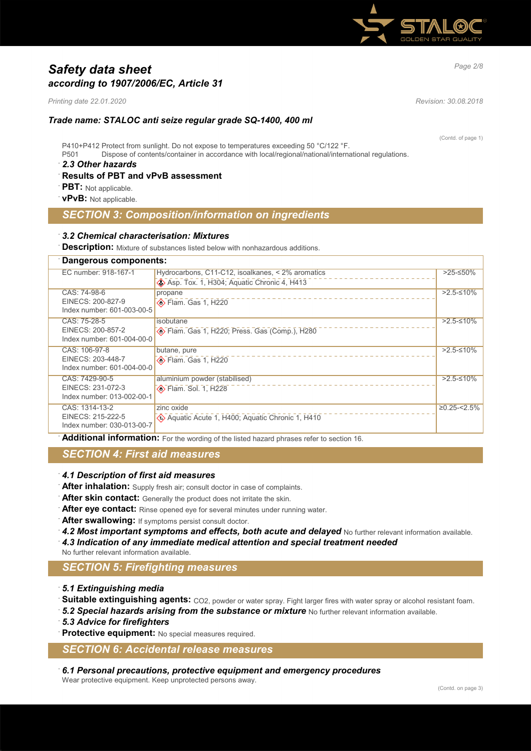(Contd. of page 1)

P410+P412 Protect from sunlight. Do not expose to temperatures exceeding 50 °C/122 °F.
P501 Dispose of contents/container in accordance with local/regional/national/international regulations.

· ***2.3 Other hazards***

· **Results of PBT and vPvB assessment**

· **PBT:** Not applicable.

· **vPvB:** Not applicable.

## *SECTION 3: Composition/information on ingredients*

· ***3.2 Chemical characterisation: Mixtures***

· **Description:** Mixture of substances listed below with nonhazardous additions.

· **Dangerous components:**

| | | |
|---|---|---|
| EC number: 918-167-1 | Hydrocarbons, C11-C12, isoalkanes, < 2% aromatics<br>Asp. Tox. 1, H304; Aquatic Chronic 4, H413 | >25-≤50% |
| CAS: 74-98-6<br>EINECS: 200-827-9<br>Index number: 601-003-00-5 | propane<br>Flam. Gas 1, H220 | >2.5-≤10% |
| CAS: 75-28-5<br>EINECS: 200-857-2<br>Index number: 601-004-00-0 | isobutane<br>Flam. Gas 1, H220; Press. Gas (Comp.), H280 | >2.5-≤10% |
| CAS: 106-97-8<br>EINECS: 203-448-7<br>Index number: 601-004-00-0 | butane, pure<br>Flam. Gas 1, H220 | >2.5-≤10% |
| CAS: 7429-90-5<br>EINECS: 231-072-3<br>Index number: 013-002-00-1 | aluminium powder (stabilised)<br>Flam. Sol. 1, H228 | >2.5-≤10% |
| CAS: 1314-13-2<br>EINECS: 215-222-5<br>Index number: 030-013-00-7 | zinc oxide<br>Aquatic Acute 1, H400; Aquatic Chronic 1, H410 | ≥0.25-<2.5% |

· **Additional information:** For the wording of the listed hazard phrases refer to section 16.

## *SECTION 4: First aid measures*

· ***4.1 Description of first aid measures***

· **After inhalation:** Supply fresh air; consult doctor in case of complaints.

· **After skin contact:** Generally the product does not irritate the skin.

· **After eye contact:** Rinse opened eye for several minutes under running water.

· **After swallowing:** If symptoms persist consult doctor.

· ***4.2 Most important symptoms and effects, both acute and delayed*** No further relevant information available.

· ***4.3 Indication of any immediate medical attention and special treatment needed***
No further relevant information available.

## *SECTION 5: Firefighting measures*

· ***5.1 Extinguishing media***

· **Suitable extinguishing agents:** CO2, powder or water spray. Fight larger fires with water spray or alcohol resistant foam.

· ***5.2 Special hazards arising from the substance or mixture*** No further relevant information available.

· ***5.3 Advice for firefighters***

· **Protective equipment:** No special measures required.

## *SECTION 6: Accidental release measures*

· ***6.1 Personal precautions, protective equipment and emergency procedures***
Wear protective equipment. Keep unprotected persons away.

(Contd. on page 3)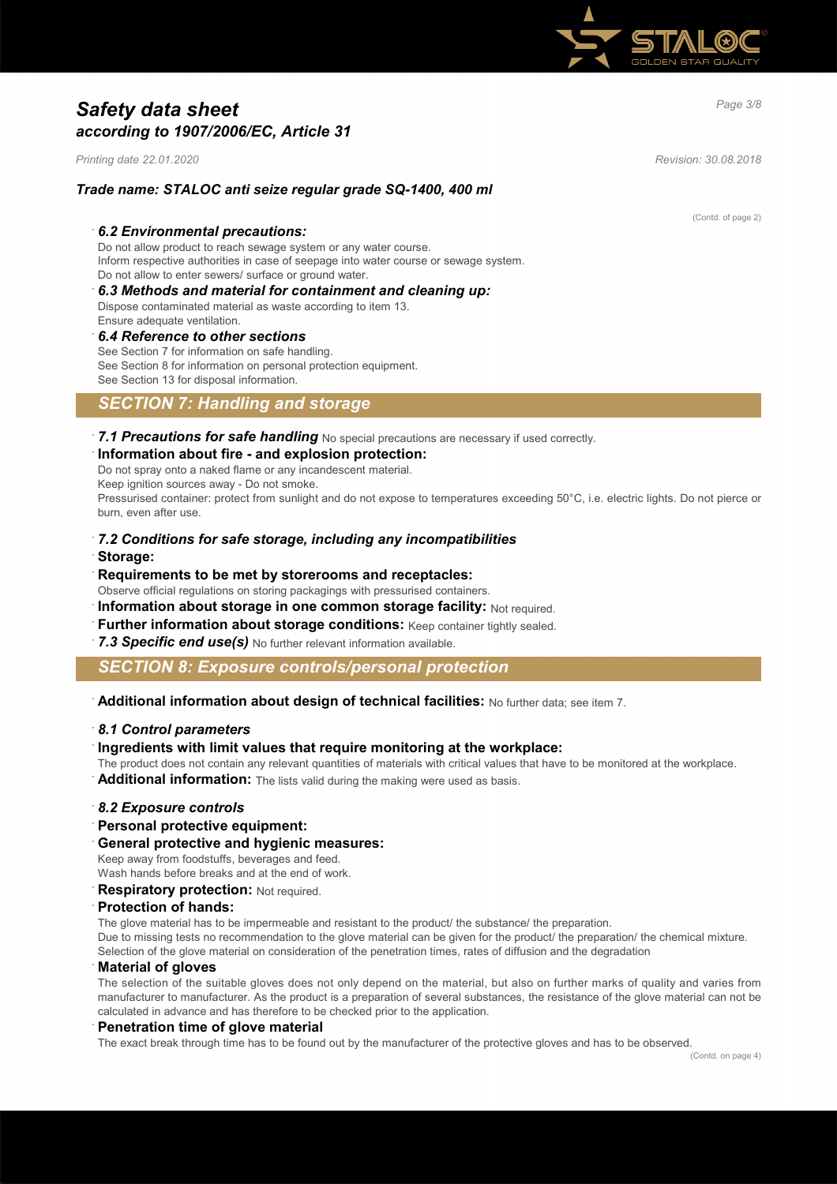# Safety data sheet
## according to 1907/2006/EC, Article 31

*Printing date 22.01.2020* *Revision: 30.08.2018*

### Trade name: STALOC anti seize regular grade SQ-1400, 400 ml

(Contd. of page 2)

· ***6.2 Environmental precautions:***
Do not allow product to reach sewage system or any water course.
Inform respective authorities in case of seepage into water course or sewage system.
Do not allow to enter sewers/ surface or ground water.

· ***6.3 Methods and material for containment and cleaning up:***
Dispose contaminated material as waste according to item 13.
Ensure adequate ventilation.

· ***6.4 Reference to other sections***
See Section 7 for information on safe handling.
See Section 8 for information on personal protection equipment.
See Section 13 for disposal information.

## SECTION 7: Handling and storage

· ***7.1 Precautions for safe handling*** No special precautions are necessary if used correctly.

· **Information about fire - and explosion protection:**
Do not spray onto a naked flame or any incandescent material.
Keep ignition sources away - Do not smoke.
Pressurised container: protect from sunlight and do not expose to temperatures exceeding 50°C, i.e. electric lights. Do not pierce or burn, even after use.

· ***7.2 Conditions for safe storage, including any incompatibilities***

· **Storage:**

· **Requirements to be met by storerooms and receptacles:**
Observe official regulations on storing packagings with pressurised containers.

· **Information about storage in one common storage facility:** Not required.

· **Further information about storage conditions:** Keep container tightly sealed.

· ***7.3 Specific end use(s)*** No further relevant information available.

## SECTION 8: Exposure controls/personal protection

· **Additional information about design of technical facilities:** No further data; see item 7.

· ***8.1 Control parameters***

· **Ingredients with limit values that require monitoring at the workplace:**
The product does not contain any relevant quantities of materials with critical values that have to be monitored at the workplace.

· **Additional information:** The lists valid during the making were used as basis.

· ***8.2 Exposure controls***

· **Personal protective equipment:**

· **General protective and hygienic measures:**
Keep away from foodstuffs, beverages and feed.
Wash hands before breaks and at the end of work.

· **Respiratory protection:** Not required.

· **Protection of hands:**
The glove material has to be impermeable and resistant to the product/ the substance/ the preparation.
Due to missing tests no recommendation to the glove material can be given for the product/ the preparation/ the chemical mixture.
Selection of the glove material on consideration of the penetration times, rates of diffusion and the degradation

· **Material of gloves**
The selection of the suitable gloves does not only depend on the material, but also on further marks of quality and varies from manufacturer to manufacturer. As the product is a preparation of several substances, the resistance of the glove material can not be calculated in advance and has therefore to be checked prior to the application.

· **Penetration time of glove material**
The exact break through time has to be found out by the manufacturer of the protective gloves and has to be observed.

(Contd. on page 4)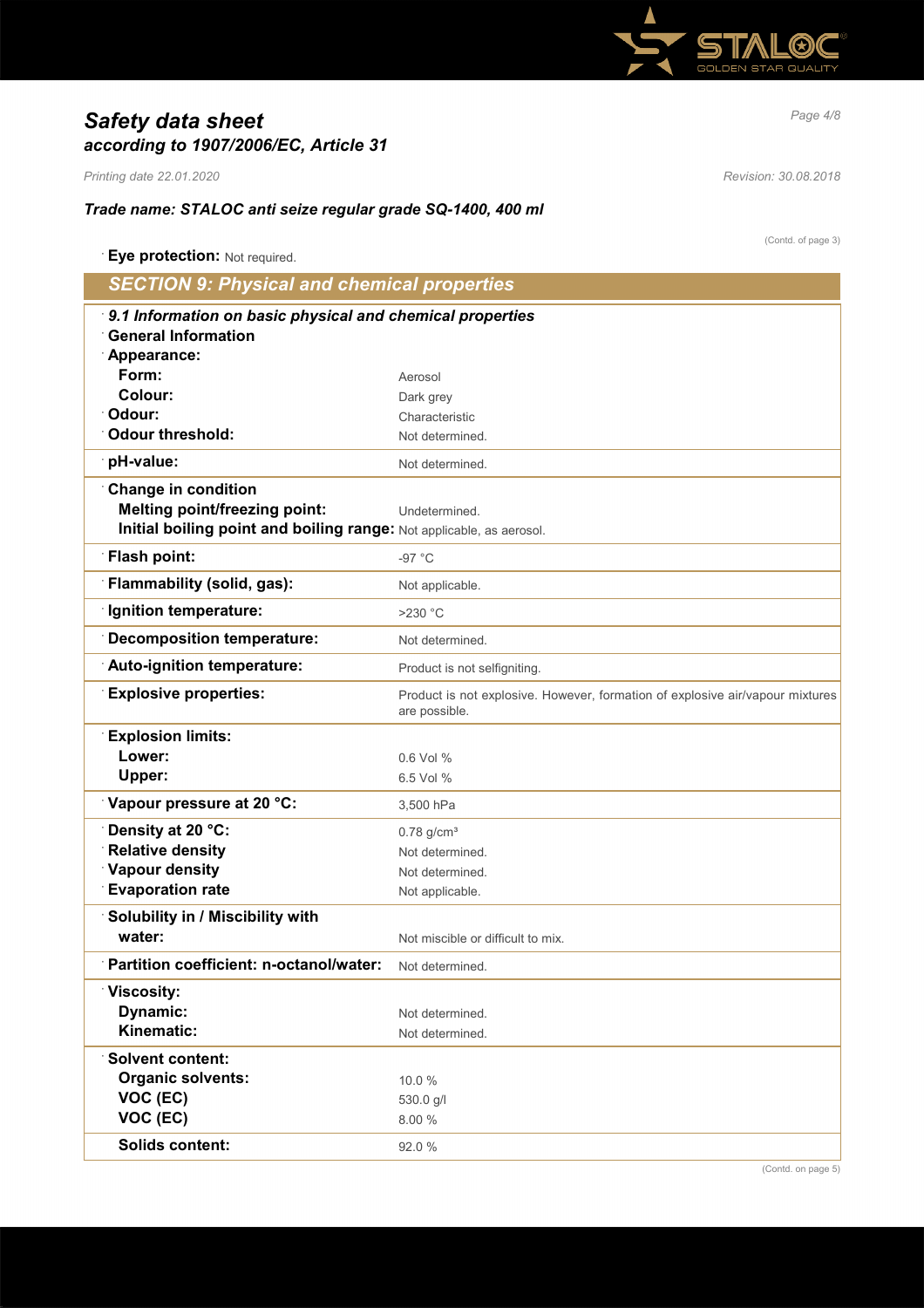# Safety data sheet
## according to 1907/2006/EC, Article 31

*Printing date 22.01.2020* *Revision: 30.08.2018*

### Trade name: STALOC anti seize regular grade SQ-1400, 400 ml

(Contd. of page 3)

· **Eye protection:** Not required.

## SECTION 9: Physical and chemical properties

| Property | Value |
|---|---|
| · ***9.1 Information on basic physical and chemical properties*** | |
| · **General Information** | |
| · **Appearance:** | |
| **Form:** | Aerosol |
| **Colour:** | Dark grey |
| · **Odour:** | Characteristic |
| · **Odour threshold:** | Not determined. |
| · **pH-value:** | Not determined. |
| · **Change in condition** | |
| **Melting point/freezing point:** | Undetermined. |
| **Initial boiling point and boiling range:** | Not applicable, as aerosol. |
| · **Flash point:** | -97 °C |
| · **Flammability (solid, gas):** | Not applicable. |
| · **Ignition temperature:** | >230 °C |
| · **Decomposition temperature:** | Not determined. |
| · **Auto-ignition temperature:** | Product is not selfigniting. |
| · **Explosive properties:** | Product is not explosive. However, formation of explosive air/vapour mixtures are possible. |
| · **Explosion limits:** | |
| **Lower:** | 0.6 Vol % |
| **Upper:** | 6.5 Vol % |
| · **Vapour pressure at 20 °C:** | 3,500 hPa |
| · **Density at 20 °C:** | 0.78 g/cm³ |
| · **Relative density** | Not determined. |
| · **Vapour density** | Not determined. |
| · **Evaporation rate** | Not applicable. |
| · **Solubility in / Miscibility with** | |
| **water:** | Not miscible or difficult to mix. |
| · **Partition coefficient: n-octanol/water:** | Not determined. |
| · **Viscosity:** | |
| **Dynamic:** | Not determined. |
| **Kinematic:** | Not determined. |
| · **Solvent content:** | |
| **Organic solvents:** | 10.0 % |
| **VOC (EC)** | 530.0 g/l |
| **VOC (EC)** | 8.00 % |
| **Solids content:** | 92.0 % |

(Contd. on page 5)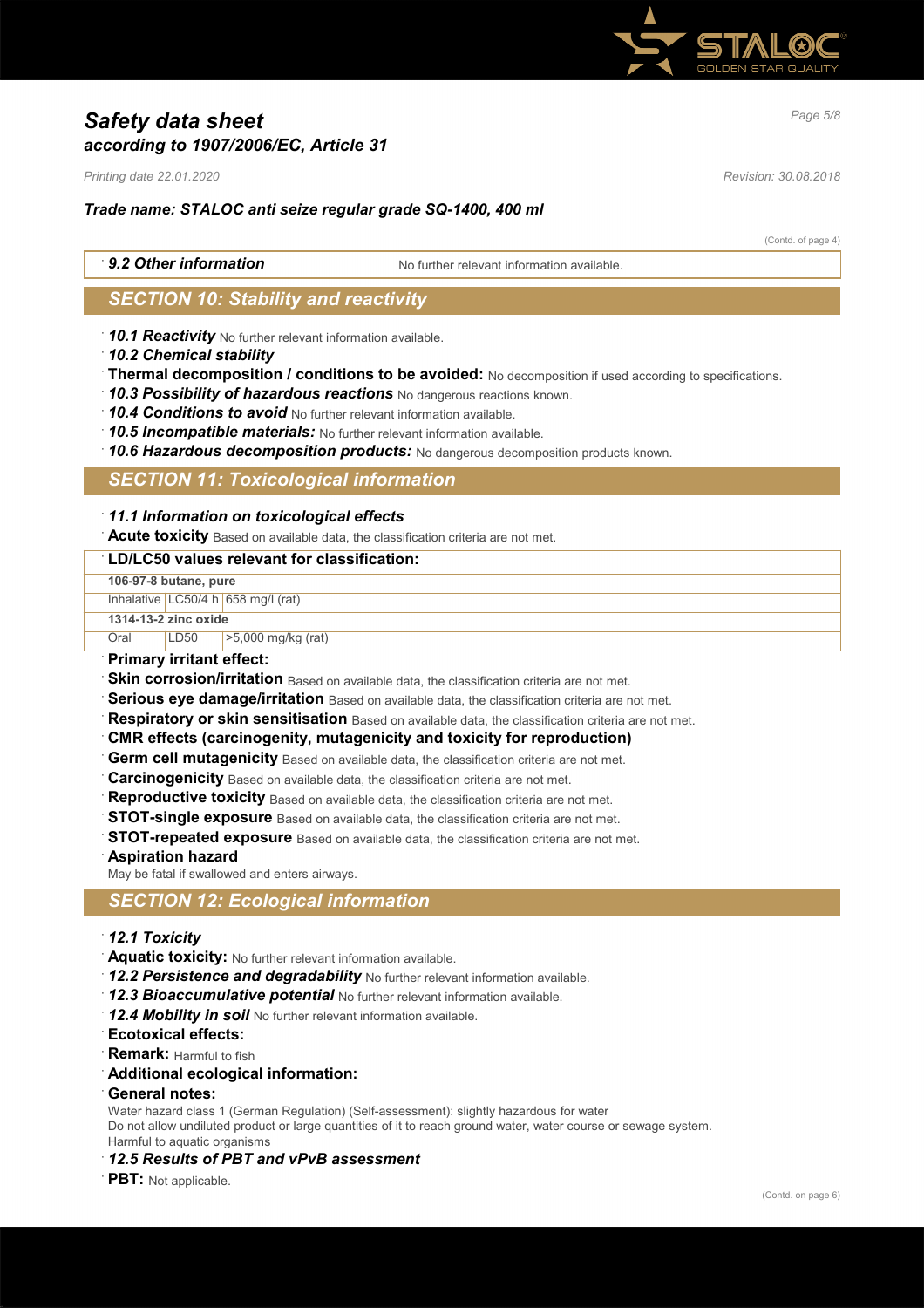(Contd. of page 4)

· **9.2 Other information** No further relevant information available.

## SECTION 10: Stability and reactivity

· ***10.1 Reactivity*** No further relevant information available.

· ***10.2 Chemical stability***

· **Thermal decomposition / conditions to be avoided:** No decomposition if used according to specifications.

· ***10.3 Possibility of hazardous reactions*** No dangerous reactions known.

· ***10.4 Conditions to avoid*** No further relevant information available.

· ***10.5 Incompatible materials:*** No further relevant information available.

· ***10.6 Hazardous decomposition products:*** No dangerous decomposition products known.

## SECTION 11: Toxicological information

· ***11.1 Information on toxicological effects***

· **Acute toxicity** Based on available data, the classification criteria are not met.

· **LD/LC50 values relevant for classification:**

| | | |
|---|---|---|
| **106-97-8 butane, pure** | | |
| Inhalative | LC50/4 h | 658 mg/l (rat) |
| **1314-13-2 zinc oxide** | | |
| Oral | LD50 | >5,000 mg/kg (rat) |

· **Primary irritant effect:**

· **Skin corrosion/irritation** Based on available data, the classification criteria are not met.

· **Serious eye damage/irritation** Based on available data, the classification criteria are not met.

· **Respiratory or skin sensitisation** Based on available data, the classification criteria are not met.

· **CMR effects (carcinogenity, mutagenicity and toxicity for reproduction)**

· **Germ cell mutagenicity** Based on available data, the classification criteria are not met.

· **Carcinogenicity** Based on available data, the classification criteria are not met.

· **Reproductive toxicity** Based on available data, the classification criteria are not met.

· **STOT-single exposure** Based on available data, the classification criteria are not met.

· **STOT-repeated exposure** Based on available data, the classification criteria are not met.

· **Aspiration hazard**

May be fatal if swallowed and enters airways.

## SECTION 12: Ecological information

· ***12.1 Toxicity***

· **Aquatic toxicity:** No further relevant information available.

· ***12.2 Persistence and degradability*** No further relevant information available.

· ***12.3 Bioaccumulative potential*** No further relevant information available.

· ***12.4 Mobility in soil*** No further relevant information available.

· **Ecotoxical effects:**

· **Remark:** Harmful to fish

· **Additional ecological information:**

· **General notes:**

Water hazard class 1 (German Regulation) (Self-assessment): slightly hazardous for water
Do not allow undiluted product or large quantities of it to reach ground water, water course or sewage system.
Harmful to aquatic organisms

· ***12.5 Results of PBT and vPvB assessment***

· **PBT:** Not applicable.

(Contd. on page 6)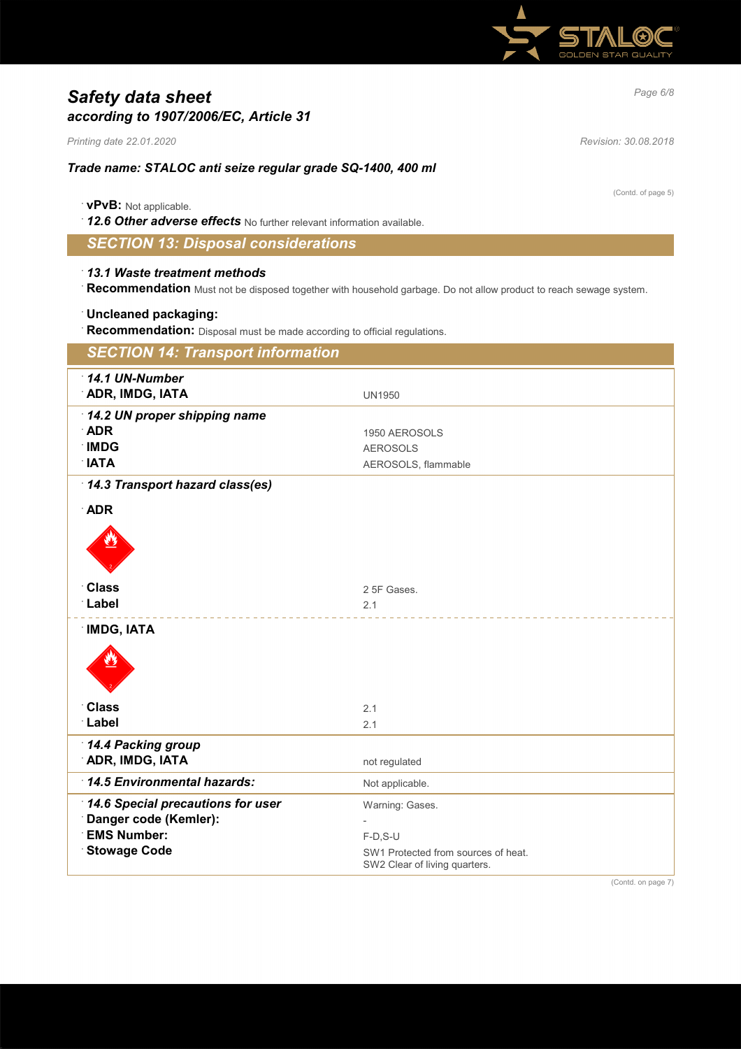## Safety data sheet
### according to 1907/2006/EC, Article 31

*Printing date 22.01.2020* *Revision: 30.08.2018*

**Trade name: STALOC anti seize regular grade SQ-1400, 400 ml**

(Contd. of page 5)

- **vPvB:** Not applicable.
- ***12.6 Other adverse effects*** No further relevant information available.

## SECTION 13: Disposal considerations

- ***13.1 Waste treatment methods***
- **Recommendation** Must not be disposed together with household garbage. Do not allow product to reach sewage system.

- **Uncleaned packaging:**
- **Recommendation:** Disposal must be made according to official regulations.

## SECTION 14: Transport information

| | |
|---|---|
| ***14.1 UN-Number*** | |
| **ADR, IMDG, IATA** | UN1950 |
| ***14.2 UN proper shipping name*** | |
| **ADR** | 1950 AEROSOLS |
| **IMDG** | AEROSOLS |
| **IATA** | AEROSOLS, flammable |
| ***14.3 Transport hazard class(es)*** | |
| **ADR** | |
| **Class** | 2 5F Gases. |
| **Label** | 2.1 |
| **IMDG, IATA** | |
| **Class** | 2.1 |
| **Label** | 2.1 |
| ***14.4 Packing group*** | |
| **ADR, IMDG, IATA** | not regulated |
| ***14.5 Environmental hazards:*** | Not applicable. |
| ***14.6 Special precautions for user*** | Warning: Gases. |
| **Danger code (Kemler):** | - |
| **EMS Number:** | F-D,S-U |
| **Stowage Code** | SW1 Protected from sources of heat.<br>SW2 Clear of living quarters. |

(Contd. on page 7)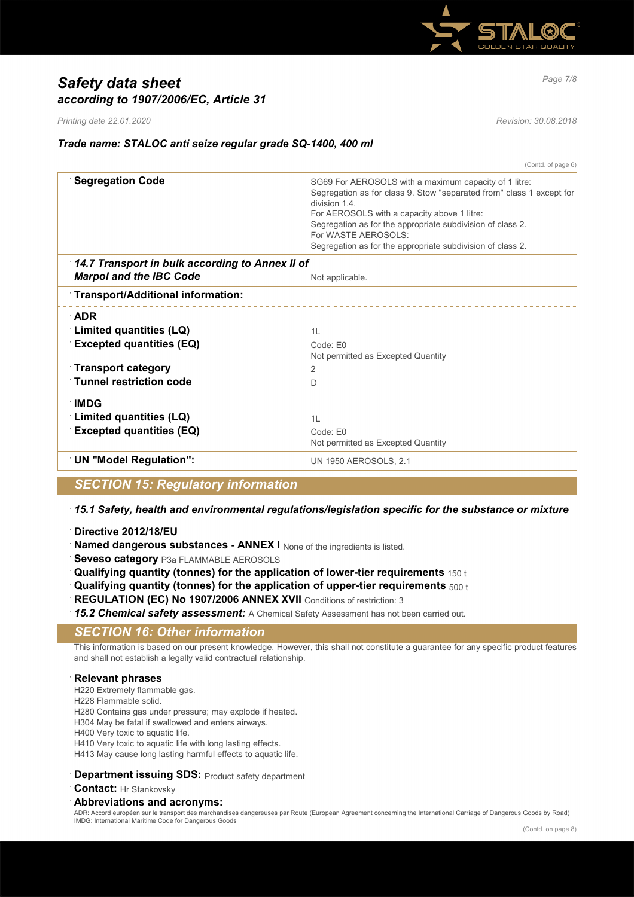*Safety data sheet*
*according to 1907/2006/EC, Article 31*

*Printing date 22.01.2020* *Revision: 30.08.2018*

***Trade name: STALOC anti seize regular grade SQ-1400, 400 ml***

(Contd. of page 6)

| | |
|---|---|
| **Segregation Code** | SG69 For AEROSOLS with a maximum capacity of 1 litre: Segregation as for class 9. Stow "separated from" class 1 except for division 1.4. For AEROSOLS with a capacity above 1 litre: Segregation as for the appropriate subdivision of class 2. For WASTE AEROSOLS: Segregation as for the appropriate subdivision of class 2. |
| ***14.7 Transport in bulk according to Annex II of Marpol and the IBC Code*** | Not applicable. |
| **Transport/Additional information:** | |
| **ADR** | |
| **Limited quantities (LQ)** | 1L |
| **Excepted quantities (EQ)** | Code: E0<br>Not permitted as Excepted Quantity |
| **Transport category** | 2 |
| **Tunnel restriction code** | D |
| **IMDG** | |
| **Limited quantities (LQ)** | 1L |
| **Excepted quantities (EQ)** | Code: E0<br>Not permitted as Excepted Quantity |
| **UN "Model Regulation":** | UN 1950 AEROSOLS, 2.1 |

## SECTION 15: Regulatory information

***15.1 Safety, health and environmental regulations/legislation specific for the substance or mixture***

**Directive 2012/18/EU**

**Named dangerous substances - ANNEX I** None of the ingredients is listed.

**Seveso category** P3a FLAMMABLE AEROSOLS

**Qualifying quantity (tonnes) for the application of lower-tier requirements** 150 t

**Qualifying quantity (tonnes) for the application of upper-tier requirements** 500 t

**REGULATION (EC) No 1907/2006 ANNEX XVII** Conditions of restriction: 3

***15.2 Chemical safety assessment:*** A Chemical Safety Assessment has not been carried out.

## SECTION 16: Other information

This information is based on our present knowledge. However, this shall not constitute a guarantee for any specific product features and shall not establish a legally valid contractual relationship.

**Relevant phrases**

H220 Extremely flammable gas.
H228 Flammable solid.
H280 Contains gas under pressure; may explode if heated.
H304 May be fatal if swallowed and enters airways.
H400 Very toxic to aquatic life.
H410 Very toxic to aquatic life with long lasting effects.
H413 May cause long lasting harmful effects to aquatic life.

**Department issuing SDS:** Product safety department

**Contact:** Hr Stankovsky

**Abbreviations and acronyms:**

ADR: Accord européen sur le transport des marchandises dangereuses par Route (European Agreement concerning the International Carriage of Dangerous Goods by Road)
IMDG: International Maritime Code for Dangerous Goods

(Contd. on page 8)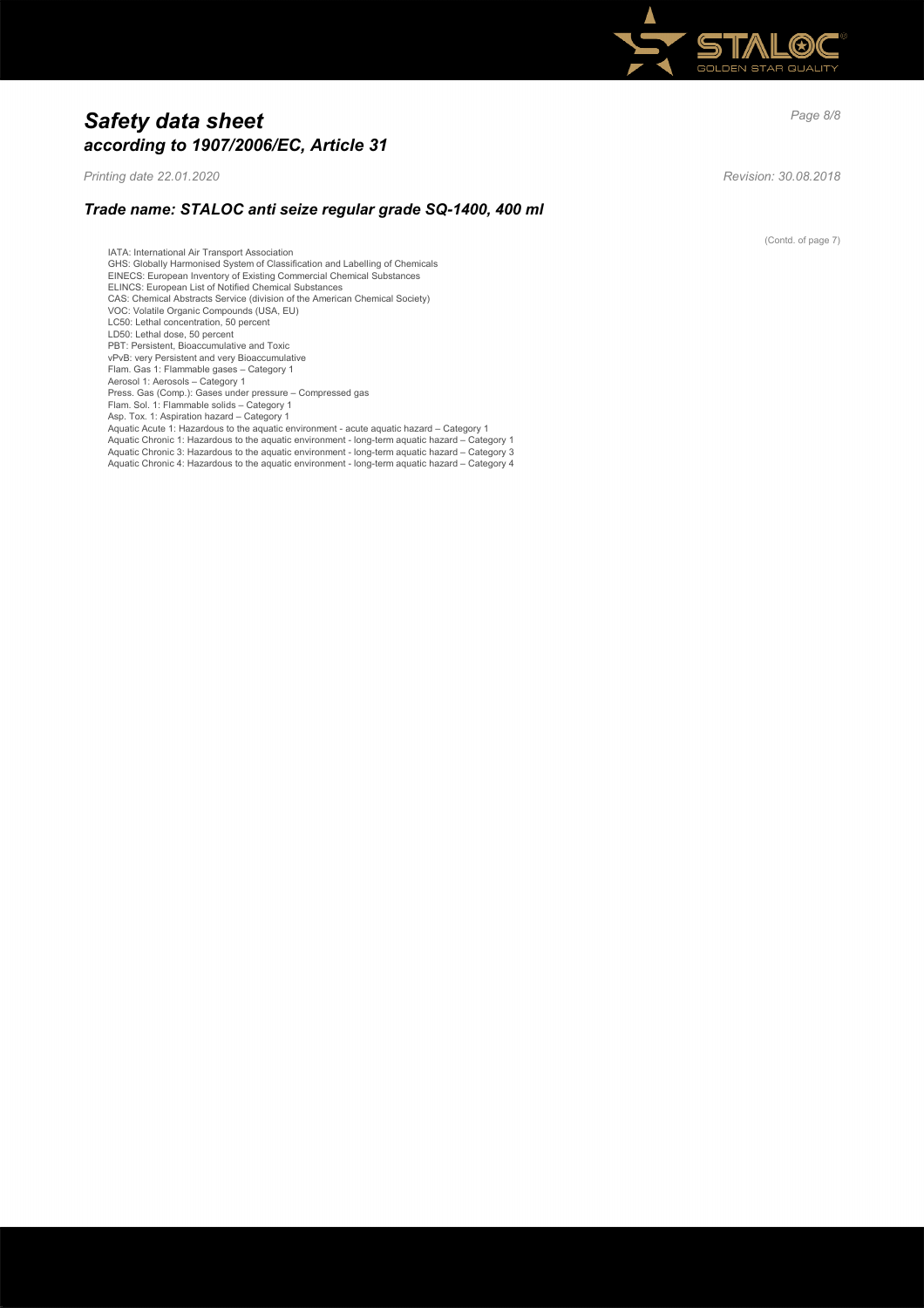IATA: International Air Transport Association
GHS: Globally Harmonised System of Classification and Labelling of Chemicals
EINECS: European Inventory of Existing Commercial Chemical Substances
ELINCS: European List of Notified Chemical Substances
CAS: Chemical Abstracts Service (division of the American Chemical Society)
VOC: Volatile Organic Compounds (USA, EU)
LC50: Lethal concentration, 50 percent
LD50: Lethal dose, 50 percent
PBT: Persistent, Bioaccumulative and Toxic
vPvB: very Persistent and very Bioaccumulative
Flam. Gas 1: Flammable gases – Category 1
Aerosol 1: Aerosols – Category 1
Press. Gas (Comp.): Gases under pressure – Compressed gas
Flam. Sol. 1: Flammable solids – Category 1
Asp. Tox. 1: Aspiration hazard – Category 1
Aquatic Acute 1: Hazardous to the aquatic environment - acute aquatic hazard – Category 1
Aquatic Chronic 1: Hazardous to the aquatic environment - long-term aquatic hazard – Category 1
Aquatic Chronic 3: Hazardous to the aquatic environment - long-term aquatic hazard – Category 3
Aquatic Chronic 4: Hazardous to the aquatic environment - long-term aquatic hazard – Category 4